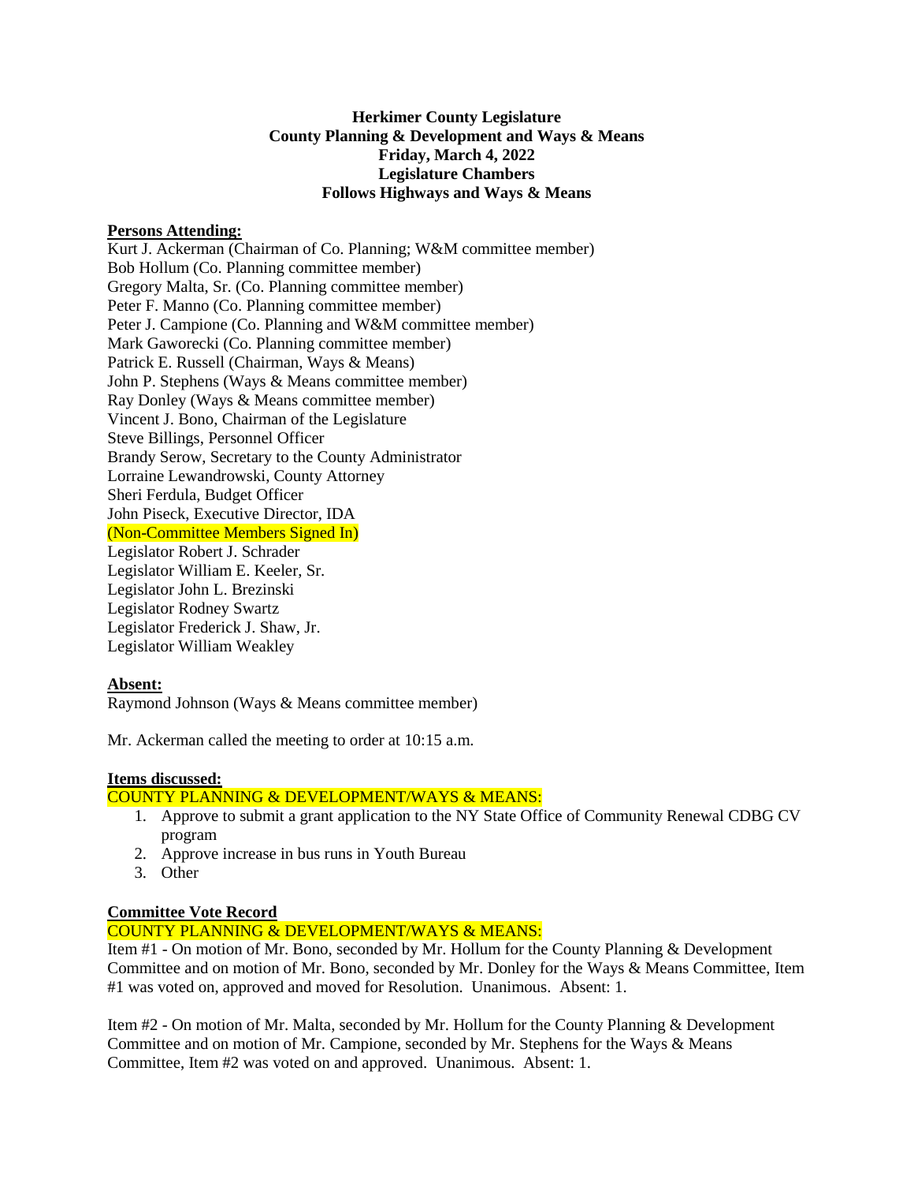**Herkimer County Legislature**
**County Planning & Development and Ways & Means**
**Friday, March 4, 2022**
**Legislature Chambers**
**Follows Highways and Ways & Means**

**Persons Attending:**

Kurt J. Ackerman (Chairman of Co. Planning; W&M committee member)
Bob Hollum (Co. Planning committee member)
Gregory Malta, Sr. (Co. Planning committee member)
Peter F. Manno (Co. Planning committee member)
Peter J. Campione (Co. Planning and W&M committee member)
Mark Gaworecki (Co. Planning committee member)
Patrick E. Russell (Chairman, Ways & Means)
John P. Stephens (Ways & Means committee member)
Ray Donley (Ways & Means committee member)
Vincent J. Bono, Chairman of the Legislature
Steve Billings, Personnel Officer
Brandy Serow, Secretary to the County Administrator
Lorraine Lewandrowski, County Attorney
Sheri Ferdula, Budget Officer
John Piseck, Executive Director, IDA
(Non-Committee Members Signed In)
Legislator Robert J. Schrader
Legislator William E. Keeler, Sr.
Legislator John L. Brezinski
Legislator Rodney Swartz
Legislator Frederick J. Shaw, Jr.
Legislator William Weakley

**Absent:**

Raymond Johnson (Ways & Means committee member)

Mr. Ackerman called the meeting to order at 10:15 a.m.

**Items discussed:**

COUNTY PLANNING & DEVELOPMENT/WAYS & MEANS:

1. Approve to submit a grant application to the NY State Office of Community Renewal CDBG CV program
2. Approve increase in bus runs in Youth Bureau
3. Other

**Committee Vote Record**

COUNTY PLANNING & DEVELOPMENT/WAYS & MEANS:

Item #1 - On motion of Mr. Bono, seconded by Mr. Hollum for the County Planning & Development Committee and on motion of Mr. Bono, seconded by Mr. Donley for the Ways & Means Committee, Item #1 was voted on, approved and moved for Resolution. Unanimous. Absent: 1.

Item #2 - On motion of Mr. Malta, seconded by Mr. Hollum for the County Planning & Development Committee and on motion of Mr. Campione, seconded by Mr. Stephens for the Ways & Means Committee, Item #2 was voted on and approved. Unanimous. Absent: 1.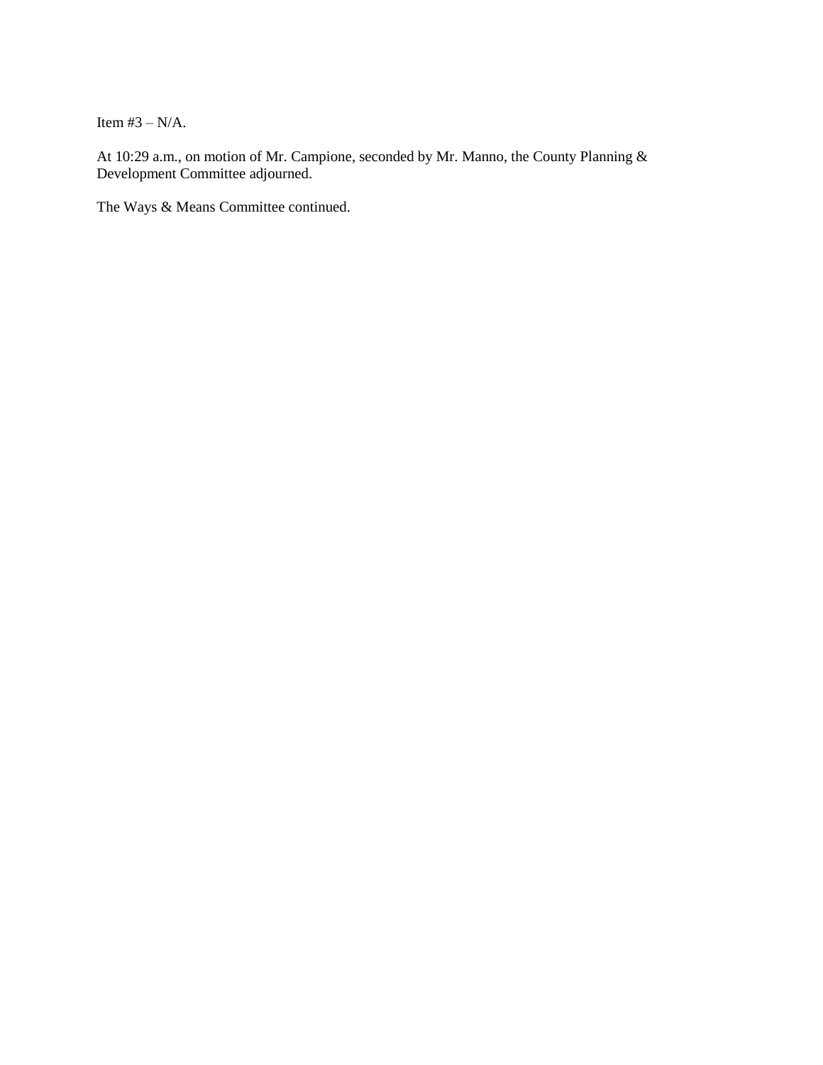Item #3 – N/A.

At 10:29 a.m., on motion of Mr. Campione, seconded by Mr. Manno, the County Planning & Development Committee adjourned.

The Ways & Means Committee continued.